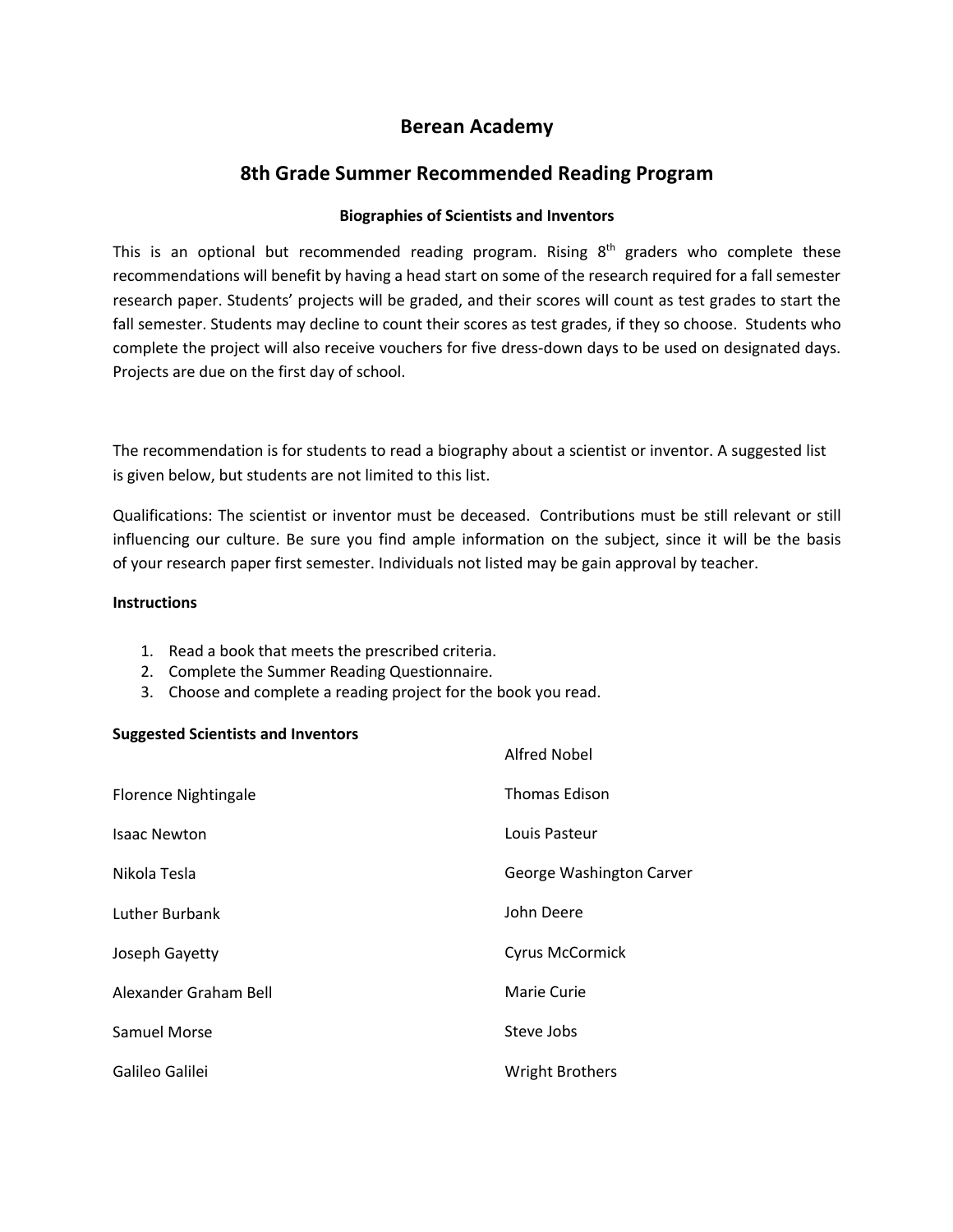# Berean Academy

## 8th Grade Summer Recommended Reading Program

### Biographies of Scientists and Inventors

This is an optional but recommended reading program. Rising 8th graders who complete these recommendations will benefit by having a head start on some of the research required for a fall semester research paper. Students' projects will be graded, and their scores will count as test grades to start the fall semester. Students may decline to count their scores as test grades, if they so choose. Students who complete the project will also receive vouchers for five dress-down days to be used on designated days. Projects are due on the first day of school.

The recommendation is for students to read a biography about a scientist or inventor. A suggested list is given below, but students are not limited to this list.

Qualifications: The scientist or inventor must be deceased. Contributions must be still relevant or still influencing our culture. Be sure you find ample information on the subject, since it will be the basis of your research paper first semester. Individuals not listed may be gain approval by teacher.

**Instructions**

1. Read a book that meets the prescribed criteria.
2. Complete the Summer Reading Questionnaire.
3. Choose and complete a reading project for the book you read.

**Suggested Scientists and Inventors**

- Florence Nightingale
- Isaac Newton
- Nikola Tesla
- Luther Burbank
- Joseph Gayetty
- Alexander Graham Bell
- Samuel Morse
- Galileo Galilei
- Alfred Nobel
- Thomas Edison
- Louis Pasteur
- George Washington Carver
- John Deere
- Cyrus McCormick
- Marie Curie
- Steve Jobs
- Wright Brothers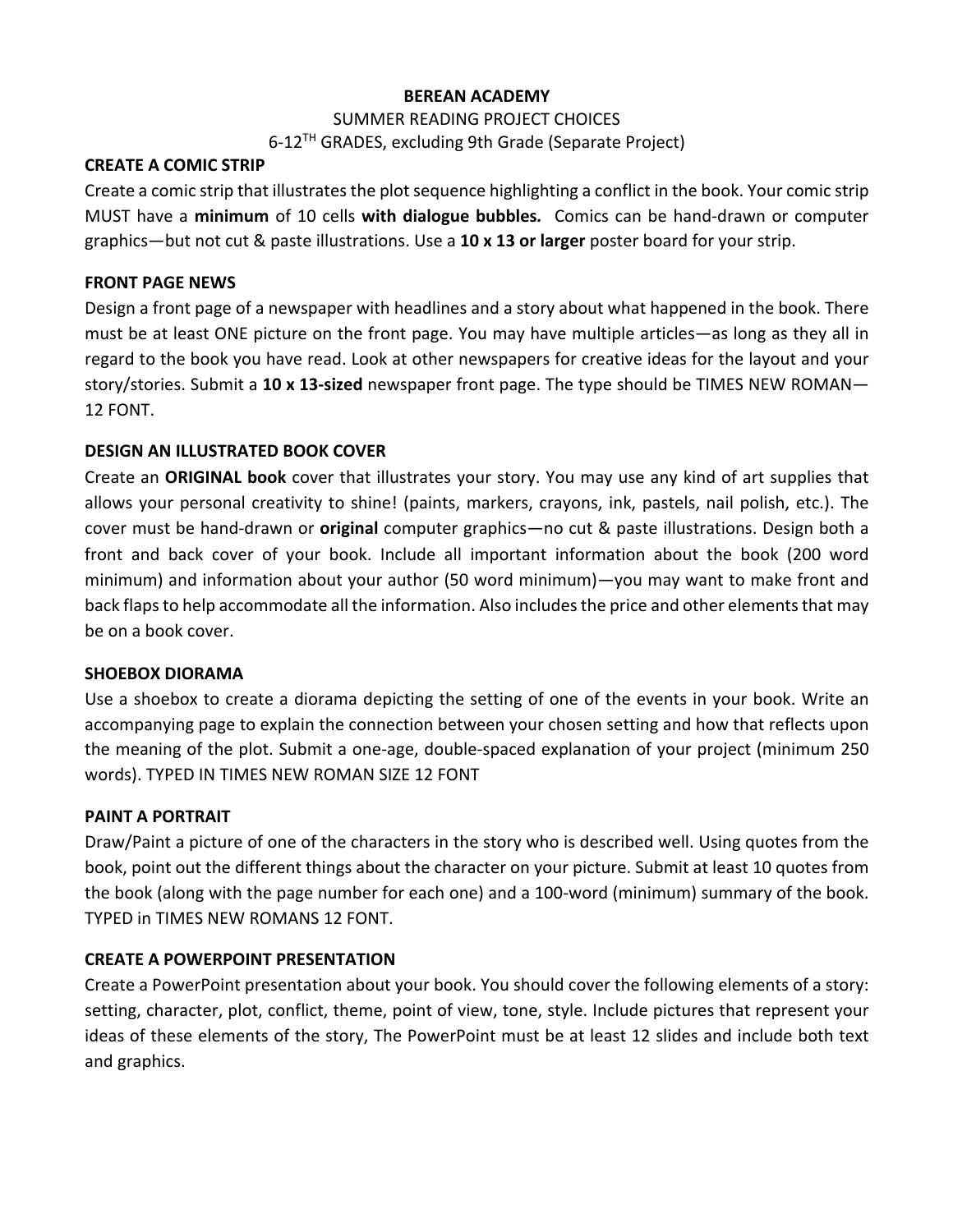**BEREAN ACADEMY**

SUMMER READING PROJECT CHOICES

6-12$^{TH}$ GRADES, excluding 9th Grade (Separate Project)

**CREATE A COMIC STRIP**

Create a comic strip that illustrates the plot sequence highlighting a conflict in the book. Your comic strip MUST have a **minimum** of 10 cells **with dialogue bubbles.** Comics can be hand-drawn or computer graphics—but not cut & paste illustrations. Use a **10 x 13 or larger** poster board for your strip.

**FRONT PAGE NEWS**

Design a front page of a newspaper with headlines and a story about what happened in the book. There must be at least ONE picture on the front page. You may have multiple articles—as long as they all in regard to the book you have read. Look at other newspapers for creative ideas for the layout and your story/stories. Submit a **10 x 13-sized** newspaper front page. The type should be TIMES NEW ROMAN—12 FONT.

**DESIGN AN ILLUSTRATED BOOK COVER**

Create an **ORIGINAL book** cover that illustrates your story. You may use any kind of art supplies that allows your personal creativity to shine! (paints, markers, crayons, ink, pastels, nail polish, etc.). The cover must be hand-drawn or **original** computer graphics—no cut & paste illustrations. Design both a front and back cover of your book. Include all important information about the book (200 word minimum) and information about your author (50 word minimum)—you may want to make front and back flaps to help accommodate all the information. Also includes the price and other elements that may be on a book cover.

**SHOEBOX DIORAMA**

Use a shoebox to create a diorama depicting the setting of one of the events in your book. Write an accompanying page to explain the connection between your chosen setting and how that reflects upon the meaning of the plot. Submit a one-age, double-spaced explanation of your project (minimum 250 words). TYPED IN TIMES NEW ROMAN SIZE 12 FONT

**PAINT A PORTRAIT**

Draw/Paint a picture of one of the characters in the story who is described well. Using quotes from the book, point out the different things about the character on your picture. Submit at least 10 quotes from the book (along with the page number for each one) and a 100-word (minimum) summary of the book. TYPED in TIMES NEW ROMANS 12 FONT.

**CREATE A POWERPOINT PRESENTATION**

Create a PowerPoint presentation about your book. You should cover the following elements of a story: setting, character, plot, conflict, theme, point of view, tone, style. Include pictures that represent your ideas of these elements of the story, The PowerPoint must be at least 12 slides and include both text and graphics.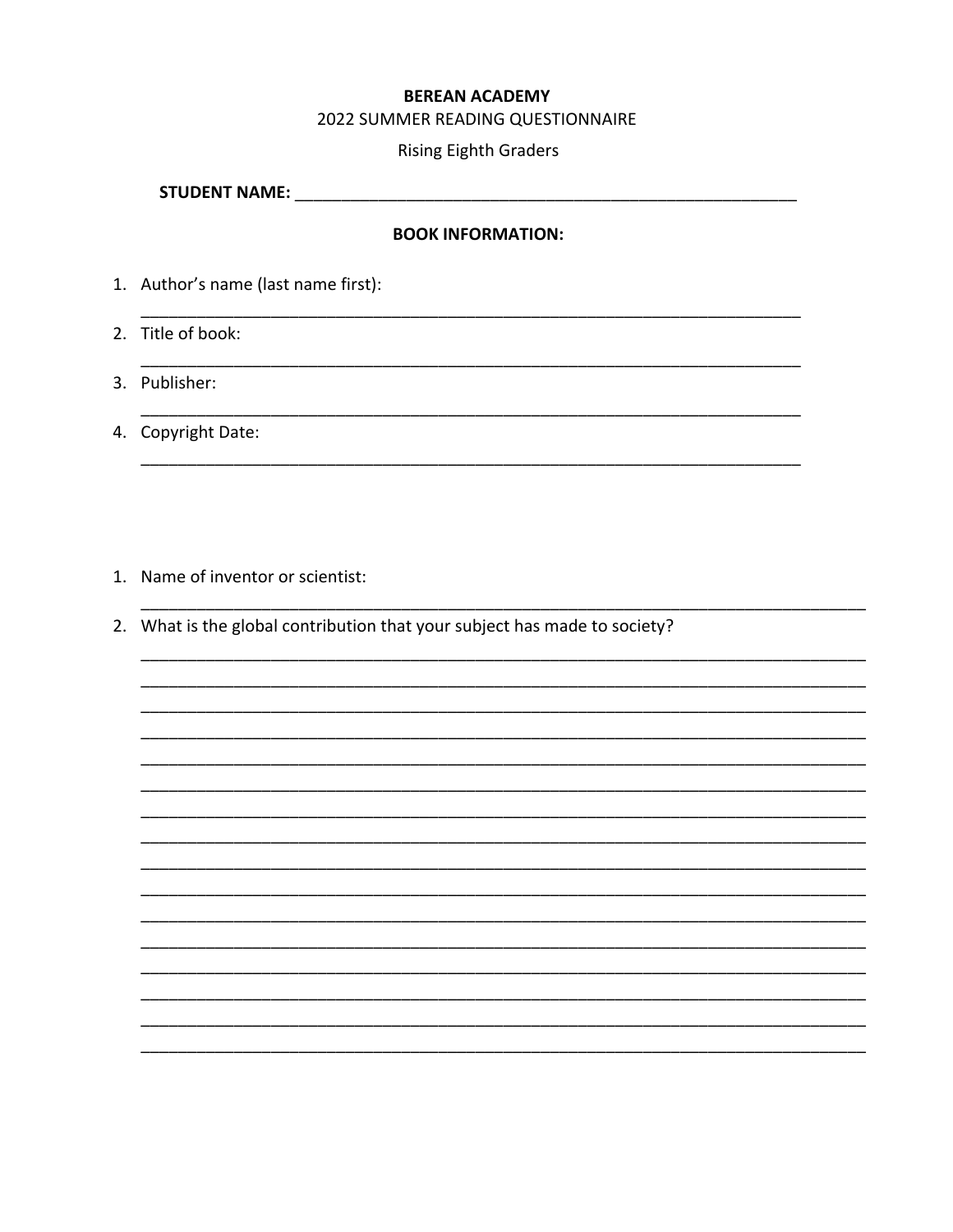**BEREAN ACADEMY**

2022 SUMMER READING QUESTIONNAIRE

Rising Eighth Graders

**STUDENT NAME:** ________________________________________________________

**BOOK INFORMATION:**

1. Author's name (last name first):
   ________________________________________________________________________
2. Title of book:
   ________________________________________________________________________
3. Publisher:
   ________________________________________________________________________
4. Copyright Date:
   ________________________________________________________________________

1. Name of inventor or scientist:
   ________________________________________________________________________
2. What is the global contribution that your subject has made to society?
   ________________________________________________________________________
   ________________________________________________________________________
   ________________________________________________________________________
   ________________________________________________________________________
   ________________________________________________________________________
   ________________________________________________________________________
   ________________________________________________________________________
   ________________________________________________________________________
   ________________________________________________________________________
   ________________________________________________________________________
   ________________________________________________________________________
   ________________________________________________________________________
   ________________________________________________________________________
   ________________________________________________________________________
   ________________________________________________________________________
   ________________________________________________________________________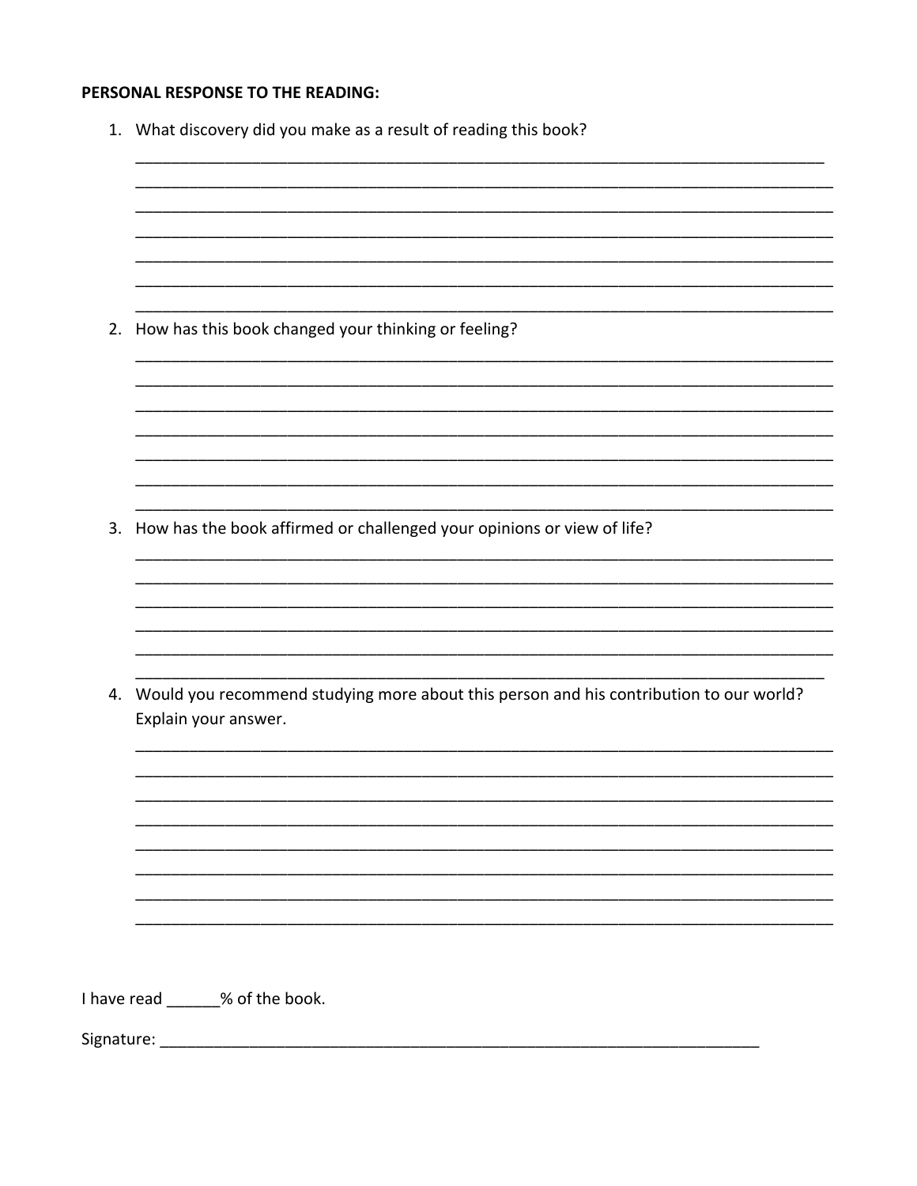**PERSONAL RESPONSE TO THE READING:**

1. What discovery did you make as a result of reading this book?

_______________________________________________________________________________
_______________________________________________________________________________
_______________________________________________________________________________
_______________________________________________________________________________
_______________________________________________________________________________
_______________________________________________________________________________
_______________________________________________________________________________

2. How has this book changed your thinking or feeling?

_______________________________________________________________________________
_______________________________________________________________________________
_______________________________________________________________________________
_______________________________________________________________________________
_______________________________________________________________________________
_______________________________________________________________________________
_______________________________________________________________________________

3. How has the book affirmed or challenged your opinions or view of life?

_______________________________________________________________________________
_______________________________________________________________________________
_______________________________________________________________________________
_______________________________________________________________________________
_______________________________________________________________________________
_______________________________________________________________________________

4. Would you recommend studying more about this person and his contribution to our world? Explain your answer.

_______________________________________________________________________________
_______________________________________________________________________________
_______________________________________________________________________________
_______________________________________________________________________________
_______________________________________________________________________________
_______________________________________________________________________________
_______________________________________________________________________________
_______________________________________________________________________________

I have read ______% of the book.

Signature: ___________________________________________________________________